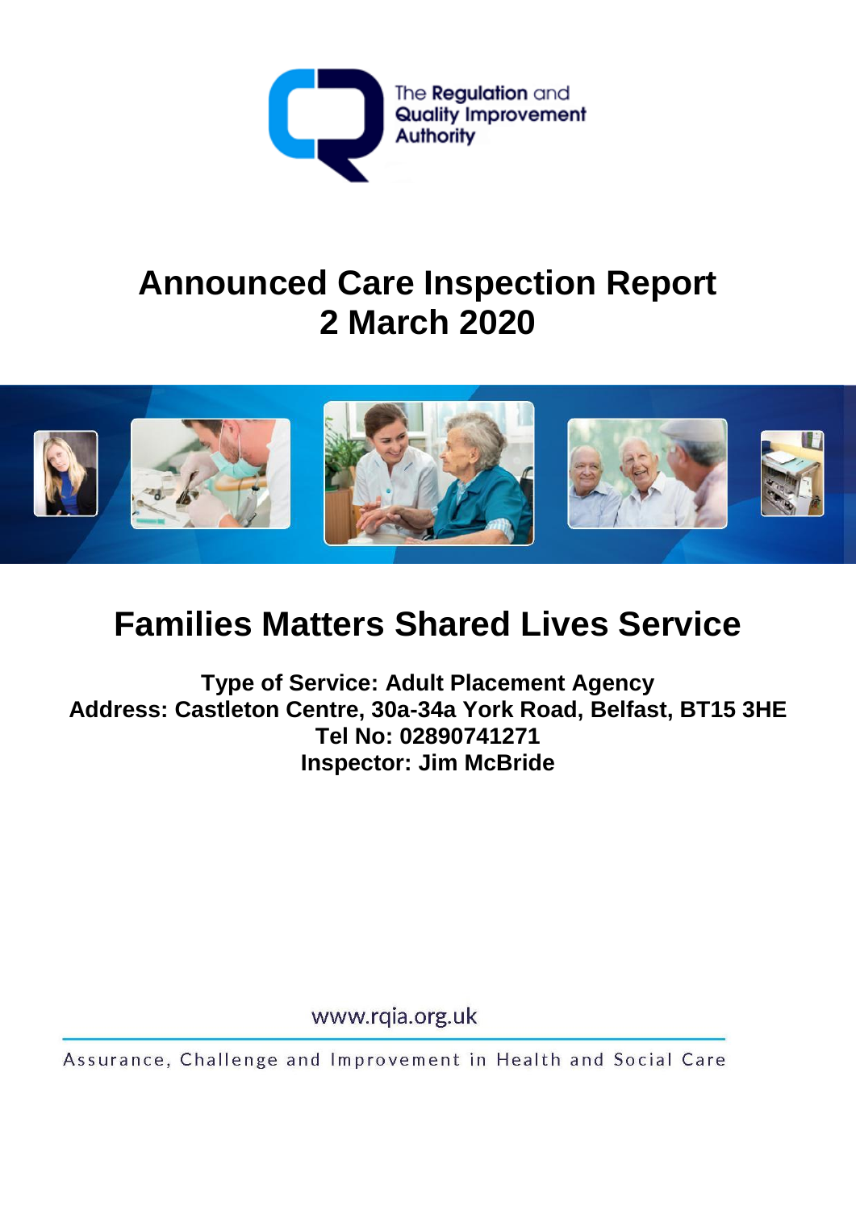The Regulation and Quality Improvement Authority

# Announced Care Inspection Report
# 2 March 2020

## Families Matters Shared Lives Service

**Type of Service: Adult Placement Agency**
**Address: Castleton Centre, 30a-34a York Road, Belfast, BT15 3HE**
**Tel No: 02890741271**
**Inspector: Jim McBride**

www.rqia.org.uk

Assurance, Challenge and Improvement in Health and Social Care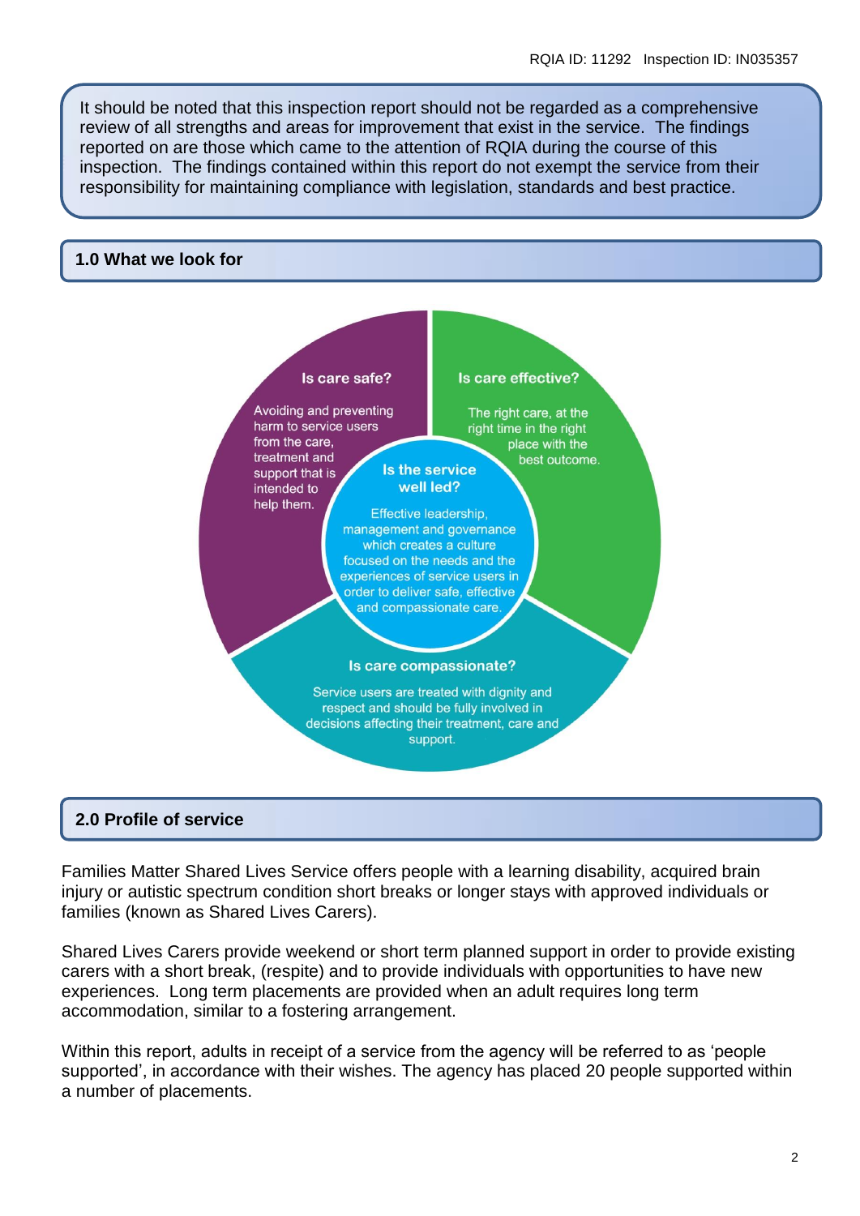It should be noted that this inspection report should not be regarded as a comprehensive review of all strengths and areas for improvement that exist in the service. The findings reported on are those which came to the attention of RQIA during the course of this inspection. The findings contained within this report do not exempt the service from their responsibility for maintaining compliance with legislation, standards and best practice.

## 1.0 What we look for

**Is care safe?**

Avoiding and preventing harm to service users from the care, treatment and support that is intended to help them.

**Is care effective?**

The right care, at the right time in the right place with the best outcome.

**Is the service well led?**

Effective leadership, management and governance which creates a culture focused on the needs and the experiences of service users in order to deliver safe, effective and compassionate care.

**Is care compassionate?**

Service users are treated with dignity and respect and should be fully involved in decisions affecting their treatment, care and support.

## 2.0 Profile of service

Families Matter Shared Lives Service offers people with a learning disability, acquired brain injury or autistic spectrum condition short breaks or longer stays with approved individuals or families (known as Shared Lives Carers).

Shared Lives Carers provide weekend or short term planned support in order to provide existing carers with a short break, (respite) and to provide individuals with opportunities to have new experiences. Long term placements are provided when an adult requires long term accommodation, similar to a fostering arrangement.

Within this report, adults in receipt of a service from the agency will be referred to as 'people supported', in accordance with their wishes. The agency has placed 20 people supported within a number of placements.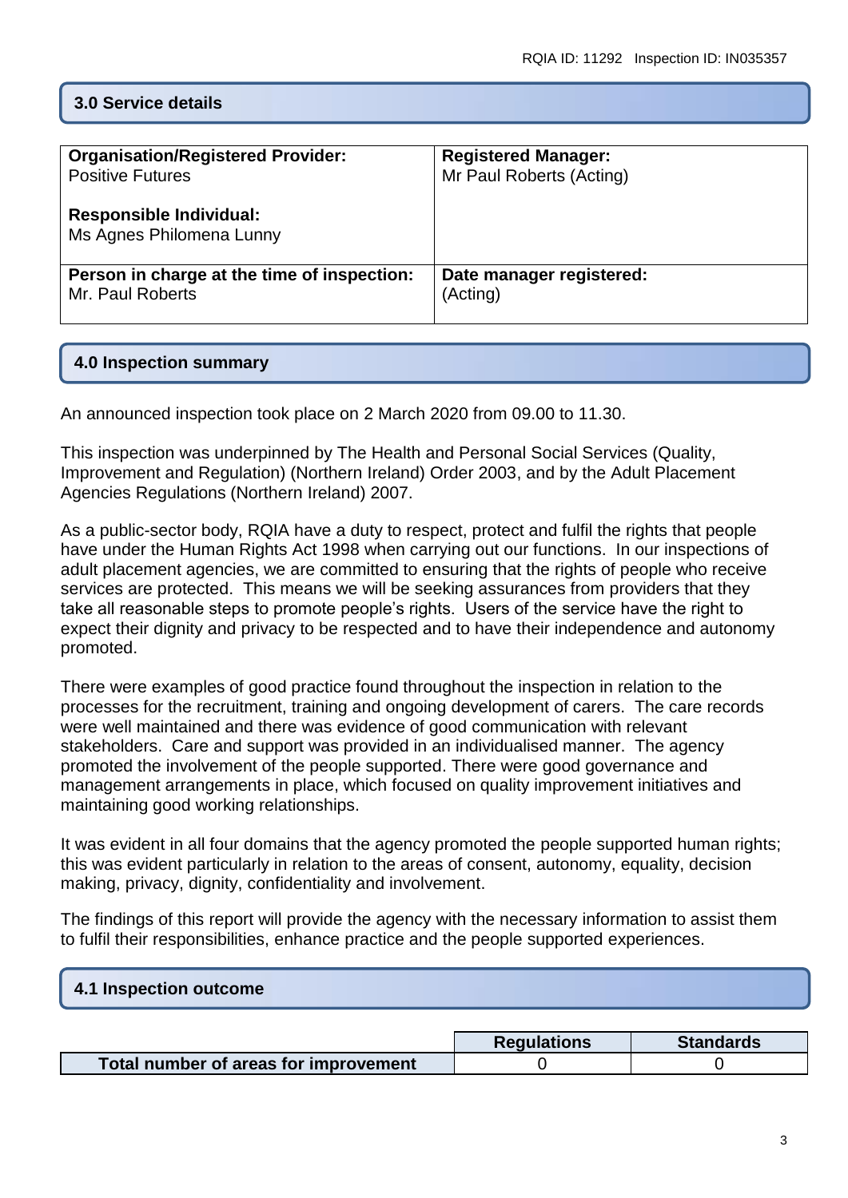## 3.0 Service details

| Organisation/Registered Provider:<br>Positive Futures<br><br>**Responsible Individual:**<br>Ms Agnes Philomena Lunny | **Registered Manager:**<br>Mr Paul Roberts (Acting) |
|---|---|
| **Person in charge at the time of inspection:**<br>Mr. Paul Roberts | **Date manager registered:**<br>(Acting) |

## 4.0 Inspection summary

An announced inspection took place on 2 March 2020 from 09.00 to 11.30.

This inspection was underpinned by The Health and Personal Social Services (Quality, Improvement and Regulation) (Northern Ireland) Order 2003, and by the Adult Placement Agencies Regulations (Northern Ireland) 2007.

As a public-sector body, RQIA have a duty to respect, protect and fulfil the rights that people have under the Human Rights Act 1998 when carrying out our functions. In our inspections of adult placement agencies, we are committed to ensuring that the rights of people who receive services are protected. This means we will be seeking assurances from providers that they take all reasonable steps to promote people's rights. Users of the service have the right to expect their dignity and privacy to be respected and to have their independence and autonomy promoted.

There were examples of good practice found throughout the inspection in relation to the processes for the recruitment, training and ongoing development of carers. The care records were well maintained and there was evidence of good communication with relevant stakeholders. Care and support was provided in an individualised manner. The agency promoted the involvement of the people supported. There were good governance and management arrangements in place, which focused on quality improvement initiatives and maintaining good working relationships.

It was evident in all four domains that the agency promoted the people supported human rights; this was evident particularly in relation to the areas of consent, autonomy, equality, decision making, privacy, dignity, confidentiality and involvement.

The findings of this report will provide the agency with the necessary information to assist them to fulfil their responsibilities, enhance practice and the people supported experiences.

## 4.1 Inspection outcome

| | Regulations | Standards |
|---|---|---|
| **Total number of areas for improvement** | 0 | 0 |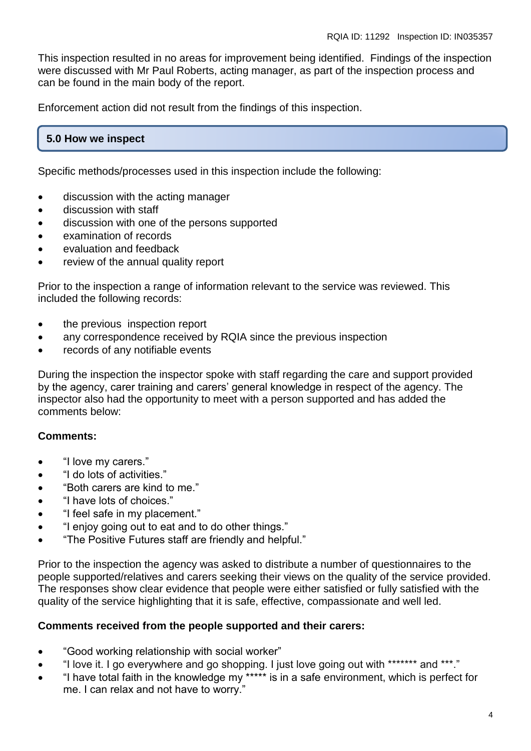This inspection resulted in no areas for improvement being identified. Findings of the inspection were discussed with Mr Paul Roberts, acting manager, as part of the inspection process and can be found in the main body of the report.

Enforcement action did not result from the findings of this inspection.

## 5.0 How we inspect

Specific methods/processes used in this inspection include the following:

- discussion with the acting manager
- discussion with staff
- discussion with one of the persons supported
- examination of records
- evaluation and feedback
- review of the annual quality report

Prior to the inspection a range of information relevant to the service was reviewed. This included the following records:

- the previous inspection report
- any correspondence received by RQIA since the previous inspection
- records of any notifiable events

During the inspection the inspector spoke with staff regarding the care and support provided by the agency, carer training and carers' general knowledge in respect of the agency. The inspector also had the opportunity to meet with a person supported and has added the comments below:

**Comments:**

- "I love my carers."
- "I do lots of activities."
- "Both carers are kind to me."
- "I have lots of choices."
- "I feel safe in my placement."
- "I enjoy going out to eat and to do other things."
- "The Positive Futures staff are friendly and helpful."

Prior to the inspection the agency was asked to distribute a number of questionnaires to the people supported/relatives and carers seeking their views on the quality of the service provided. The responses show clear evidence that people were either satisfied or fully satisfied with the quality of the service highlighting that it is safe, effective, compassionate and well led.

**Comments received from the people supported and their carers:**

- "Good working relationship with social worker"
- "I love it. I go everywhere and go shopping. I just love going out with ******* and ***."
- "I have total faith in the knowledge my ***** is in a safe environment, which is perfect for me. I can relax and not have to worry."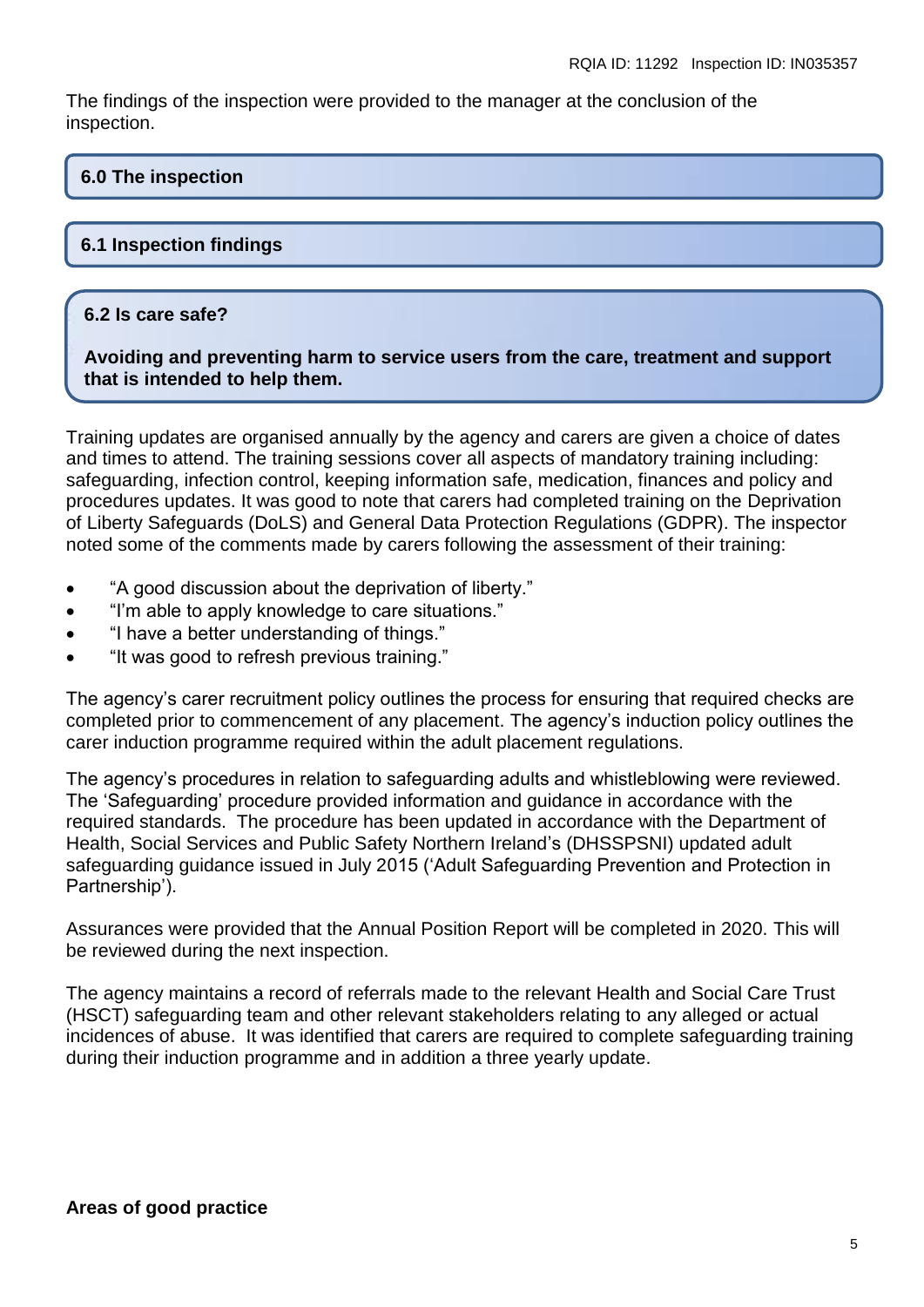The findings of the inspection were provided to the manager at the conclusion of the inspection.

## 6.0 The inspection

## 6.1 Inspection findings

## 6.2 Is care safe?

**Avoiding and preventing harm to service users from the care, treatment and support that is intended to help them.**

Training updates are organised annually by the agency and carers are given a choice of dates and times to attend. The training sessions cover all aspects of mandatory training including: safeguarding, infection control, keeping information safe, medication, finances and policy and procedures updates. It was good to note that carers had completed training on the Deprivation of Liberty Safeguards (DoLS) and General Data Protection Regulations (GDPR). The inspector noted some of the comments made by carers following the assessment of their training:

- "A good discussion about the deprivation of liberty."
- "I'm able to apply knowledge to care situations."
- "I have a better understanding of things."
- "It was good to refresh previous training."

The agency's carer recruitment policy outlines the process for ensuring that required checks are completed prior to commencement of any placement. The agency's induction policy outlines the carer induction programme required within the adult placement regulations.

The agency's procedures in relation to safeguarding adults and whistleblowing were reviewed. The 'Safeguarding' procedure provided information and guidance in accordance with the required standards. The procedure has been updated in accordance with the Department of Health, Social Services and Public Safety Northern Ireland's (DHSSPSNI) updated adult safeguarding guidance issued in July 2015 ('Adult Safeguarding Prevention and Protection in Partnership').

Assurances were provided that the Annual Position Report will be completed in 2020. This will be reviewed during the next inspection.

The agency maintains a record of referrals made to the relevant Health and Social Care Trust (HSCT) safeguarding team and other relevant stakeholders relating to any alleged or actual incidences of abuse. It was identified that carers are required to complete safeguarding training during their induction programme and in addition a three yearly update.

**Areas of good practice**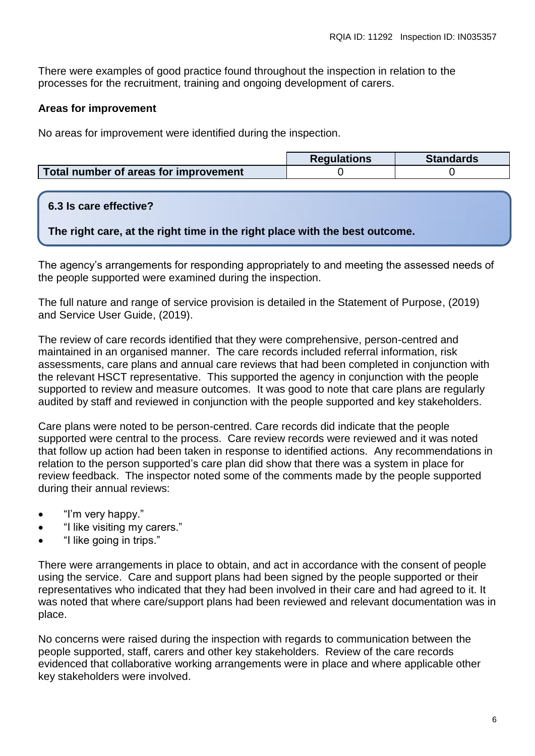There were examples of good practice found throughout the inspection in relation to the processes for the recruitment, training and ongoing development of carers.

**Areas for improvement**

No areas for improvement were identified during the inspection.

| | Regulations | Standards |
|---|---|---|
| **Total number of areas for improvement** | 0 | 0 |

### 6.3 Is care effective?

**The right care, at the right time in the right place with the best outcome.**

The agency's arrangements for responding appropriately to and meeting the assessed needs of the people supported were examined during the inspection.

The full nature and range of service provision is detailed in the Statement of Purpose, (2019) and Service User Guide, (2019).

The review of care records identified that they were comprehensive, person-centred and maintained in an organised manner. The care records included referral information, risk assessments, care plans and annual care reviews that had been completed in conjunction with the relevant HSCT representative. This supported the agency in conjunction with the people supported to review and measure outcomes. It was good to note that care plans are regularly audited by staff and reviewed in conjunction with the people supported and key stakeholders.

Care plans were noted to be person-centred. Care records did indicate that the people supported were central to the process. Care review records were reviewed and it was noted that follow up action had been taken in response to identified actions. Any recommendations in relation to the person supported's care plan did show that there was a system in place for review feedback. The inspector noted some of the comments made by the people supported during their annual reviews:

- "I'm very happy."
- "I like visiting my carers."
- "I like going in trips."

There were arrangements in place to obtain, and act in accordance with the consent of people using the service. Care and support plans had been signed by the people supported or their representatives who indicated that they had been involved in their care and had agreed to it. It was noted that where care/support plans had been reviewed and relevant documentation was in place.

No concerns were raised during the inspection with regards to communication between the people supported, staff, carers and other key stakeholders. Review of the care records evidenced that collaborative working arrangements were in place and where applicable other key stakeholders were involved.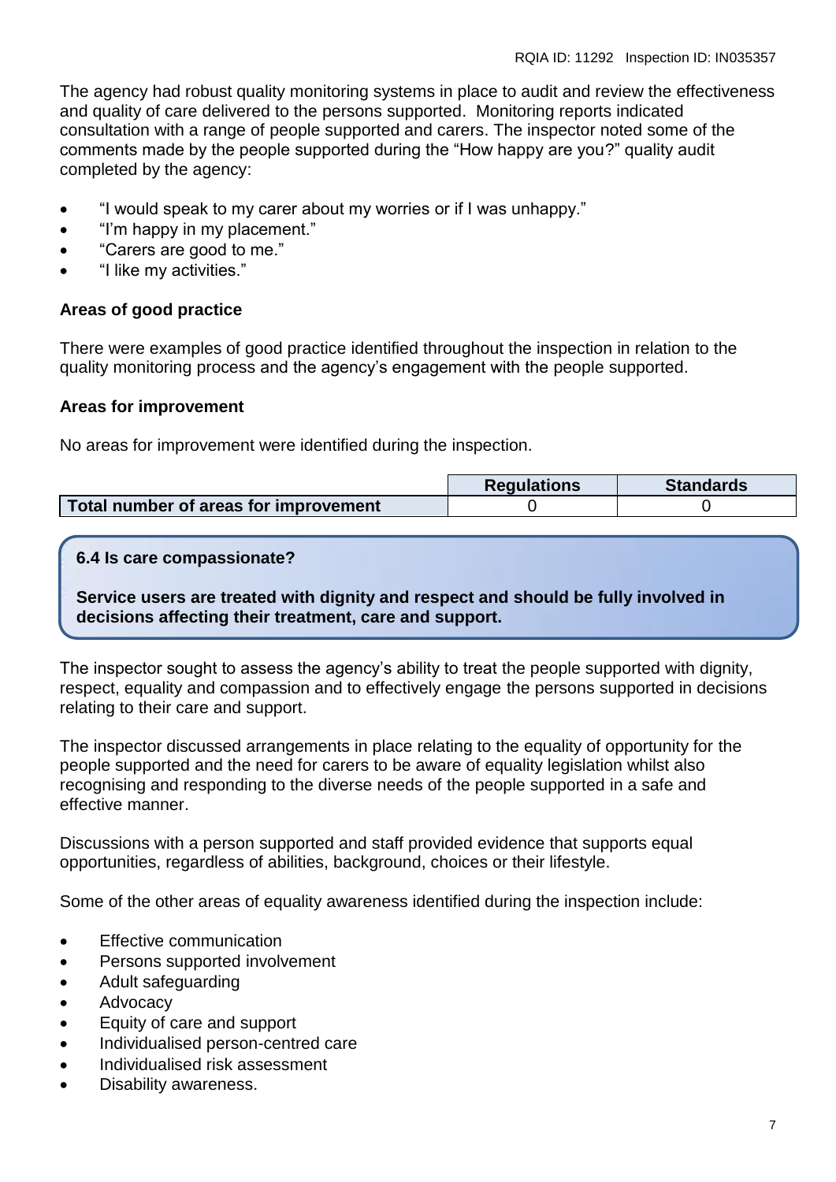The agency had robust quality monitoring systems in place to audit and review the effectiveness and quality of care delivered to the persons supported. Monitoring reports indicated consultation with a range of people supported and carers. The inspector noted some of the comments made by the people supported during the "How happy are you?" quality audit completed by the agency:

- "I would speak to my carer about my worries or if I was unhappy."
- "I'm happy in my placement."
- "Carers are good to me."
- "I like my activities."

**Areas of good practice**

There were examples of good practice identified throughout the inspection in relation to the quality monitoring process and the agency's engagement with the people supported.

**Areas for improvement**

No areas for improvement were identified during the inspection.

| | Regulations | Standards |
|---|---|---|
| **Total number of areas for improvement** | 0 | 0 |

**6.4 Is care compassionate?**

**Service users are treated with dignity and respect and should be fully involved in decisions affecting their treatment, care and support.**

The inspector sought to assess the agency's ability to treat the people supported with dignity, respect, equality and compassion and to effectively engage the persons supported in decisions relating to their care and support.

The inspector discussed arrangements in place relating to the equality of opportunity for the people supported and the need for carers to be aware of equality legislation whilst also recognising and responding to the diverse needs of the people supported in a safe and effective manner.

Discussions with a person supported and staff provided evidence that supports equal opportunities, regardless of abilities, background, choices or their lifestyle.

Some of the other areas of equality awareness identified during the inspection include:

- Effective communication
- Persons supported involvement
- Adult safeguarding
- Advocacy
- Equity of care and support
- Individualised person-centred care
- Individualised risk assessment
- Disability awareness.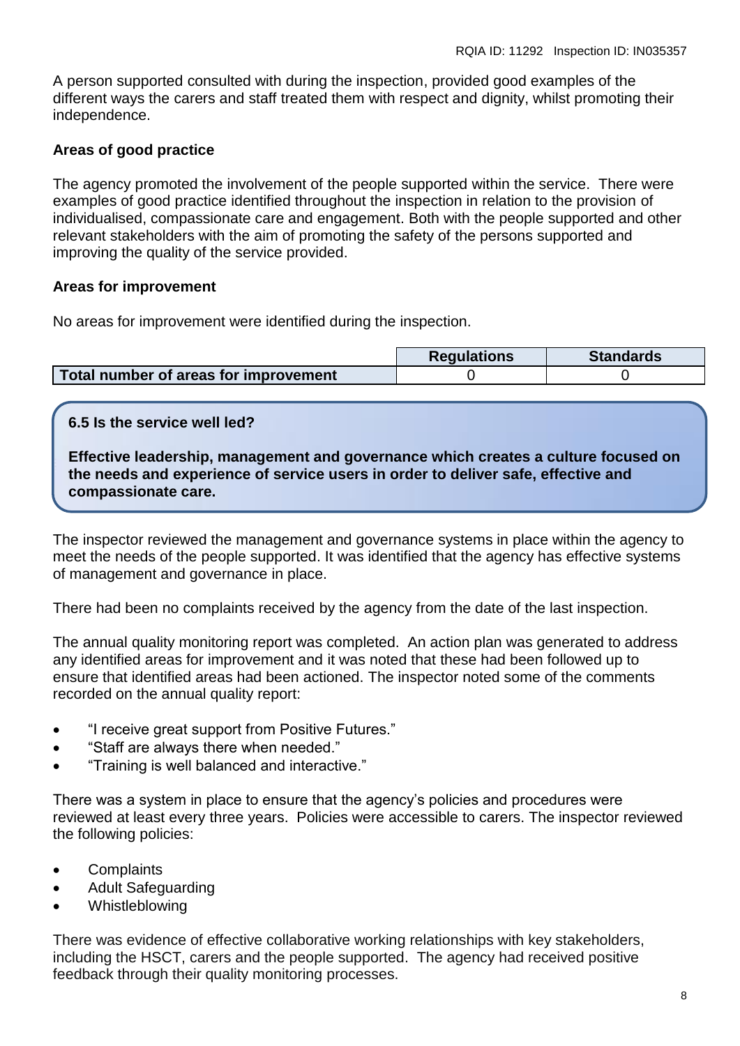A person supported consulted with during the inspection, provided good examples of the different ways the carers and staff treated them with respect and dignity, whilst promoting their independence.

**Areas of good practice**

The agency promoted the involvement of the people supported within the service. There were examples of good practice identified throughout the inspection in relation to the provision of individualised, compassionate care and engagement. Both with the people supported and other relevant stakeholders with the aim of promoting the safety of the persons supported and improving the quality of the service provided.

**Areas for improvement**

No areas for improvement were identified during the inspection.

| | Regulations | Standards |
|---|---|---|
| **Total number of areas for improvement** | 0 | 0 |

**6.5 Is the service well led?**

**Effective leadership, management and governance which creates a culture focused on the needs and experience of service users in order to deliver safe, effective and compassionate care.**

The inspector reviewed the management and governance systems in place within the agency to meet the needs of the people supported. It was identified that the agency has effective systems of management and governance in place.

There had been no complaints received by the agency from the date of the last inspection.

The annual quality monitoring report was completed. An action plan was generated to address any identified areas for improvement and it was noted that these had been followed up to ensure that identified areas had been actioned. The inspector noted some of the comments recorded on the annual quality report:

- "I receive great support from Positive Futures."
- "Staff are always there when needed."
- "Training is well balanced and interactive."

There was a system in place to ensure that the agency's policies and procedures were reviewed at least every three years. Policies were accessible to carers. The inspector reviewed the following policies:

- Complaints
- Adult Safeguarding
- Whistleblowing

There was evidence of effective collaborative working relationships with key stakeholders, including the HSCT, carers and the people supported. The agency had received positive feedback through their quality monitoring processes.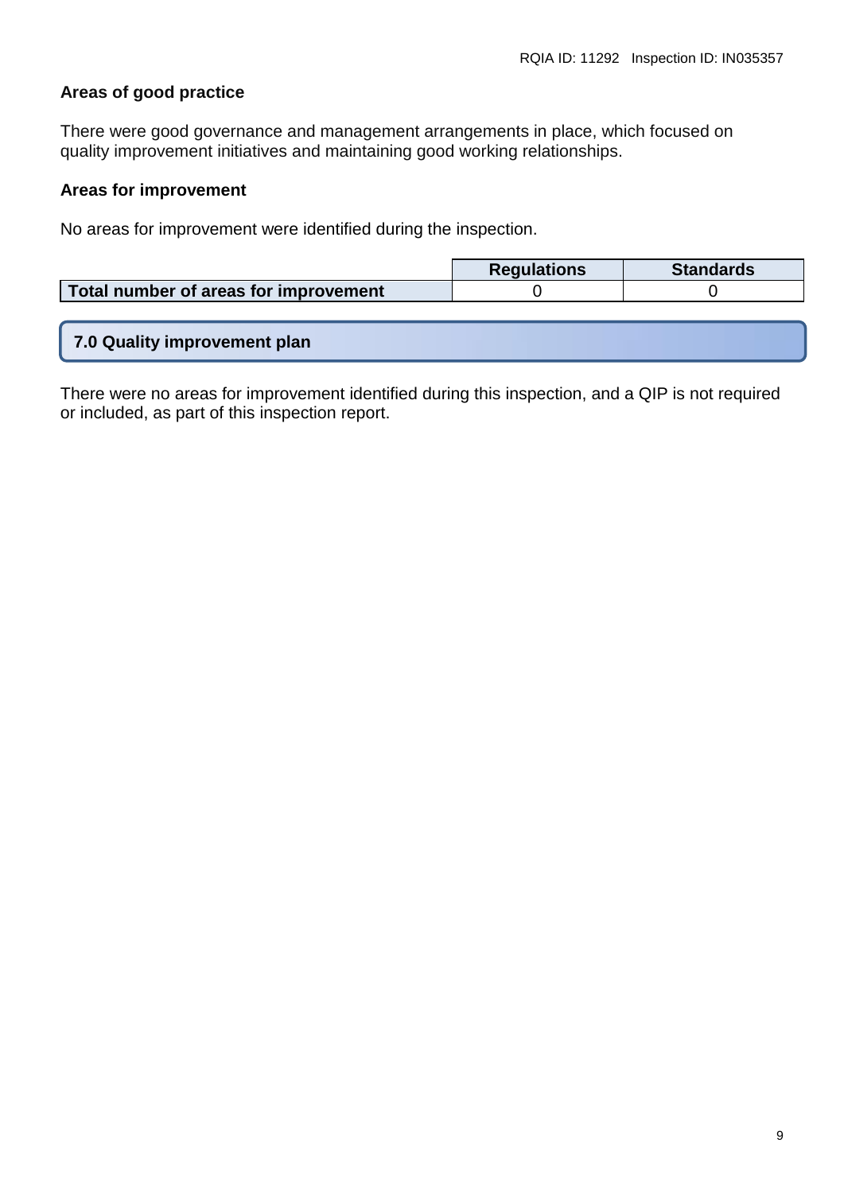**Areas of good practice**

There were good governance and management arrangements in place, which focused on quality improvement initiatives and maintaining good working relationships.

**Areas for improvement**

No areas for improvement were identified during the inspection.

| | Regulations | Standards |
|---|---|---|
| **Total number of areas for improvement** | 0 | 0 |

## 7.0 Quality improvement plan

There were no areas for improvement identified during this inspection, and a QIP is not required or included, as part of this inspection report.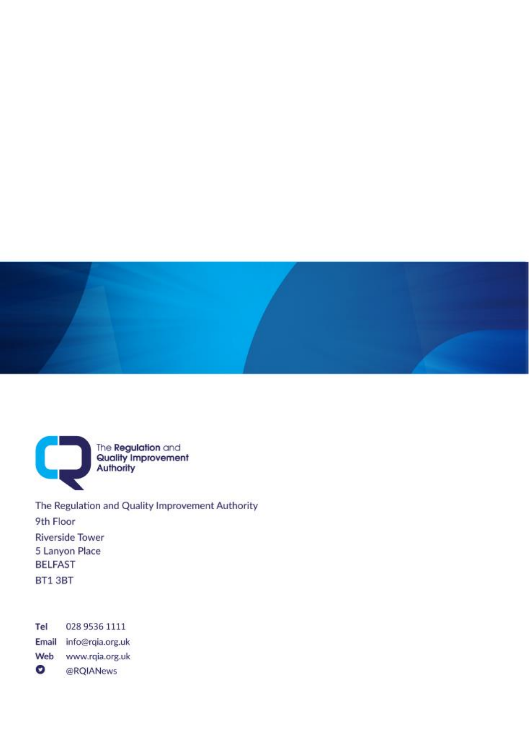The Regulation and Quality Improvement Authority

The Regulation and Quality Improvement Authority
9th Floor
Riverside Tower
5 Lanyon Place
BELFAST
BT1 3BT

**Tel** 028 9536 1111
**Email** info@rqia.org.uk
**Web** www.rqia.org.uk
@RQIANews